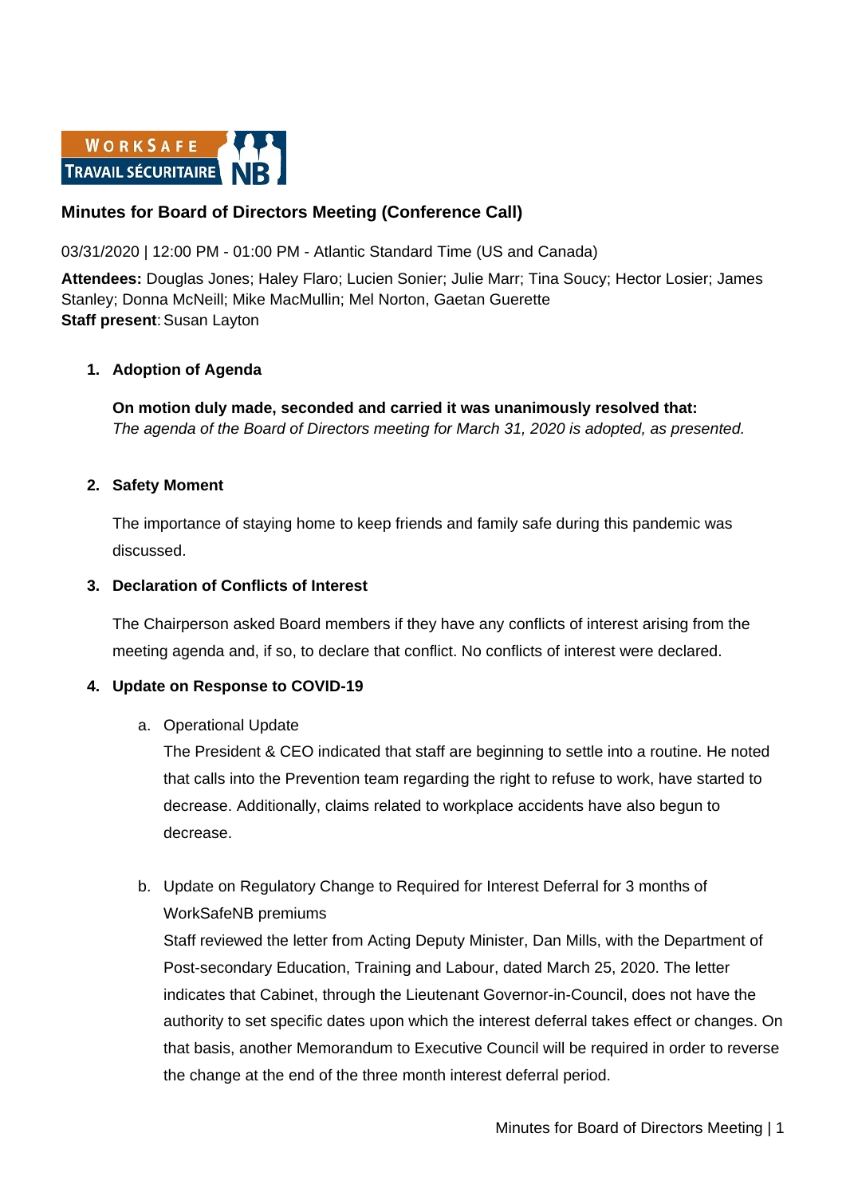WORKSAFE TRAVAIL SÉCURITAIRE NB

## Minutes for Board of Directors Meeting (Conference Call)

03/31/2020 | 12:00 PM - 01:00 PM - Atlantic Standard Time (US and Canada)

**Attendees:** Douglas Jones; Haley Flaro; Lucien Sonier; Julie Marr; Tina Soucy; Hector Losier; James Stanley; Donna McNeill; Mike MacMullin; Mel Norton, Gaetan Guerette
**Staff present**: Susan Layton

1. **Adoption of Agenda**

   **On motion duly made, seconded and carried it was unanimously resolved that:**
   *The agenda of the Board of Directors meeting for March 31, 2020 is adopted, as presented.*

2. **Safety Moment**

   The importance of staying home to keep friends and family safe during this pandemic was discussed.

3. **Declaration of Conflicts of Interest**

   The Chairperson asked Board members if they have any conflicts of interest arising from the meeting agenda and, if so, to declare that conflict. No conflicts of interest were declared.

4. **Update on Response to COVID-19**

   a. Operational Update
      The President & CEO indicated that staff are beginning to settle into a routine. He noted that calls into the Prevention team regarding the right to refuse to work, have started to decrease. Additionally, claims related to workplace accidents have also begun to decrease.

   b. Update on Regulatory Change to Required for Interest Deferral for 3 months of WorkSafeNB premiums
      Staff reviewed the letter from Acting Deputy Minister, Dan Mills, with the Department of Post-secondary Education, Training and Labour, dated March 25, 2020. The letter indicates that Cabinet, through the Lieutenant Governor-in-Council, does not have the authority to set specific dates upon which the interest deferral takes effect or changes. On that basis, another Memorandum to Executive Council will be required in order to reverse the change at the end of the three month interest deferral period.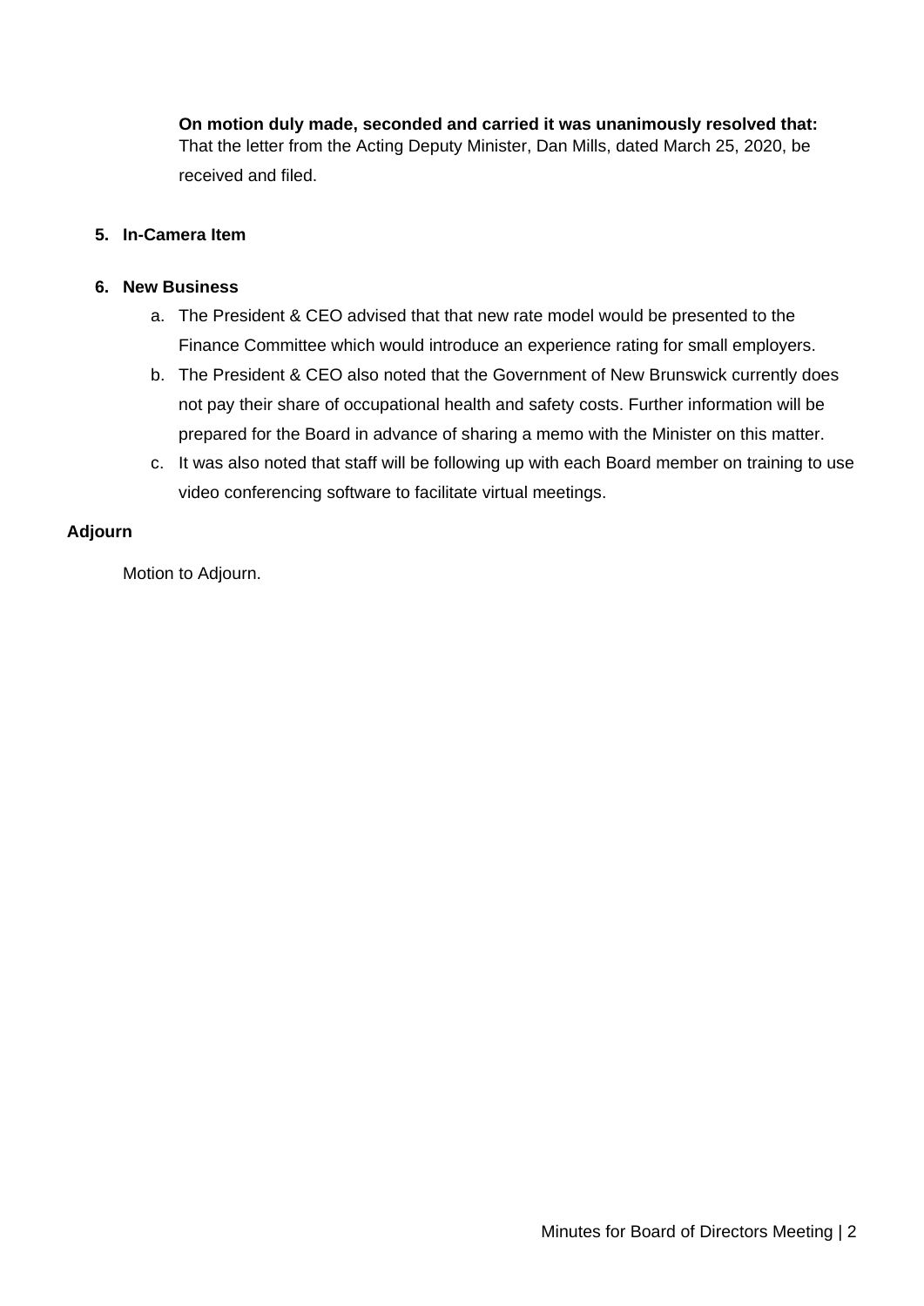**On motion duly made, seconded and carried it was unanimously resolved that:**
That the letter from the Acting Deputy Minister, Dan Mills, dated March 25, 2020, be received and filed.

5. **In-Camera Item**

6. **New Business**
   a. The President & CEO advised that that new rate model would be presented to the Finance Committee which would introduce an experience rating for small employers.
   b. The President & CEO also noted that the Government of New Brunswick currently does not pay their share of occupational health and safety costs. Further information will be prepared for the Board in advance of sharing a memo with the Minister on this matter.
   c. It was also noted that staff will be following up with each Board member on training to use video conferencing software to facilitate virtual meetings.

**Adjourn**

Motion to Adjourn.